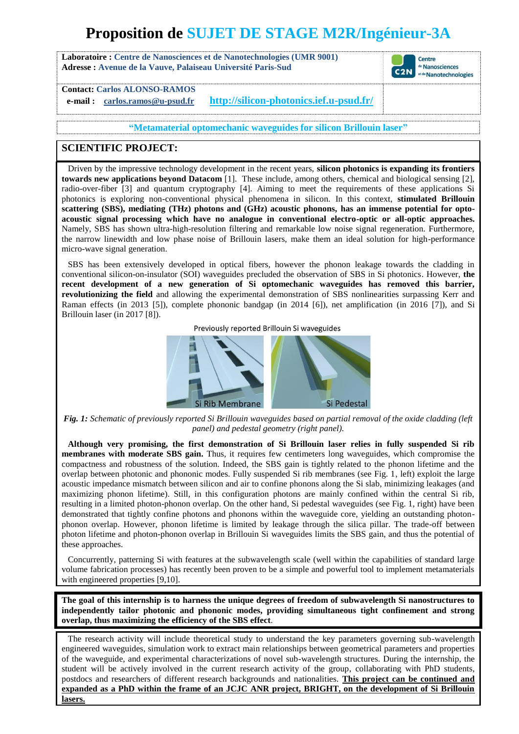# Proposition de SUJET DE STAGE M2R/Ingénieur-3A

**Laboratoire :** Centre de Nanosciences et de Nanotechnologies (UMR 9001)
**Adresse :** Avenue de la Vauve, Palaiseau Université Paris-Sud

**Contact:** Carlos ALONSO-RAMOS
**e-mail :** carlos.ramos@u-psud.fr http://silicon-photonics.ief.u-psud.fr/

**"Metamaterial optomechanic waveguides for silicon Brillouin laser"**

## SCIENTIFIC PROJECT:

Driven by the impressive technology development in the recent years, **silicon photonics is expanding its frontiers towards new applications beyond Datacom** [1]. These include, among others, chemical and biological sensing [2], radio-over-fiber [3] and quantum cryptography [4]. Aiming to meet the requirements of these applications Si photonics is exploring non-conventional physical phenomena in silicon. In this context, **stimulated Brillouin scattering (SBS), mediating (THz) photons and (GHz) acoustic phonons, has an immense potential for opto-acoustic signal processing which have no analogue in conventional electro-optic or all-optic approaches.** Namely, SBS has shown ultra-high-resolution filtering and remarkable low noise signal regeneration. Furthermore, the narrow linewidth and low phase noise of Brillouin lasers, make them an ideal solution for high-performance micro-wave signal generation.

SBS has been extensively developed in optical fibers, however the phonon leakage towards the cladding in conventional silicon-on-insulator (SOI) waveguides precluded the observation of SBS in Si photonics. However, **the recent development of a new generation of Si optomechanic waveguides has removed this barrier, revolutionizing the field** and allowing the experimental demonstration of SBS nonlinearities surpassing Kerr and Raman effects (in 2013 [5]), complete phononic bandgap (in 2014 [6]), net amplification (in 2016 [7]), and Si Brillouin laser (in 2017 [8]).

Previously reported Brillouin Si waveguides

Si Rib Membrane Si Pedestal

***Fig. 1:*** *Schematic of previously reported Si Brillouin waveguides based on partial removal of the oxide cladding (left panel) and pedestal geometry (right panel).*

**Although very promising, the first demonstration of Si Brillouin laser relies in fully suspended Si rib membranes with moderate SBS gain.** Thus, it requires few centimeters long waveguides, which compromise the compactness and robustness of the solution. Indeed, the SBS gain is tightly related to the phonon lifetime and the overlap between photonic and phononic modes. Fully suspended Si rib membranes (see Fig. 1, left) exploit the large acoustic impedance mismatch between silicon and air to confine phonons along the Si slab, minimizing leakages (and maximizing phonon lifetime). Still, in this configuration photons are mainly confined within the central Si rib, resulting in a limited photon-phonon overlap. On the other hand, Si pedestal waveguides (see Fig. 1, right) have been demonstrated that tightly confine photons and phonons within the waveguide core, yielding an outstanding photon-phonon overlap. However, phonon lifetime is limited by leakage through the silica pillar. The trade-off between photon lifetime and photon-phonon overlap in Brillouin Si waveguides limits the SBS gain, and thus the potential of these approaches.

Concurrently, patterning Si with features at the subwavelength scale (well within the capabilities of standard large volume fabrication processes) has recently been proven to be a simple and powerful tool to implement metamaterials with engineered properties [9,10].

**The goal of this internship is to harness the unique degrees of freedom of subwavelength Si nanostructures to independently tailor photonic and phononic modes, providing simultaneous tight confinement and strong overlap, thus maximizing the efficiency of the SBS effect**.

The research activity will include theoretical study to understand the key parameters governing sub-wavelength engineered waveguides, simulation work to extract main relationships between geometrical parameters and properties of the waveguide, and experimental characterizations of novel sub-wavelength structures. During the internship, the student will be actively involved in the current research activity of the group, collaborating with PhD students, postdocs and researchers of different research backgrounds and nationalities. **This project can be continued and expanded as a PhD within the frame of an JCJC ANR project, BRIGHT, on the development of Si Brillouin lasers.**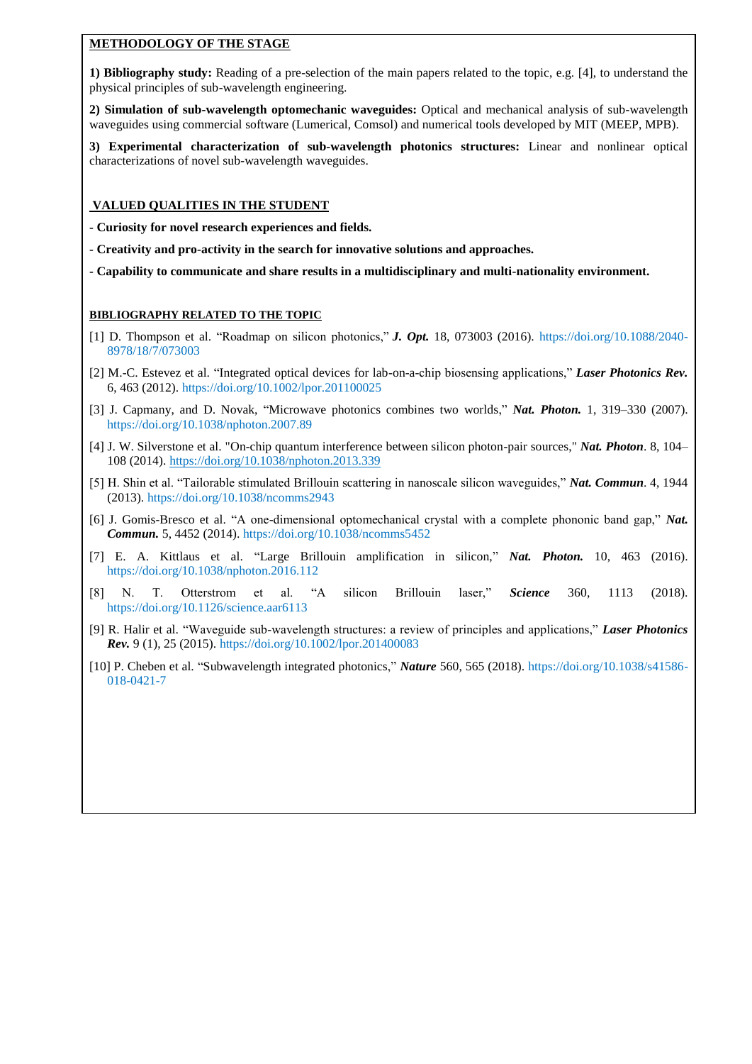## METHODOLOGY OF THE STAGE

**1) Bibliography study:** Reading of a pre-selection of the main papers related to the topic, e.g. [4], to understand the physical principles of sub-wavelength engineering.

**2) Simulation of sub-wavelength optomechanic waveguides:** Optical and mechanical analysis of sub-wavelength waveguides using commercial software (Lumerical, Comsol) and numerical tools developed by MIT (MEEP, MPB).

**3) Experimental characterization of sub-wavelength photonics structures:** Linear and nonlinear optical characterizations of novel sub-wavelength waveguides.

## VALUED QUALITIES IN THE STUDENT

- **Curiosity for novel research experiences and fields.**
- **Creativity and pro-activity in the search for innovative solutions and approaches.**
- **Capability to communicate and share results in a multidisciplinary and multi-nationality environment.**

## BIBLIOGRAPHY RELATED TO THE TOPIC

[1] D. Thompson et al. "Roadmap on silicon photonics," ***J. Opt.*** 18, 073003 (2016). https://doi.org/10.1088/2040-8978/18/7/073003

[2] M.-C. Estevez et al. "Integrated optical devices for lab-on-a-chip biosensing applications," ***Laser Photonics Rev.*** 6, 463 (2012). https://doi.org/10.1002/lpor.201100025

[3] J. Capmany, and D. Novak, "Microwave photonics combines two worlds," ***Nat. Photon.*** 1, 319–330 (2007). https://doi.org/10.1038/nphoton.2007.89

[4] J. W. Silverstone et al. "On-chip quantum interference between silicon photon-pair sources," ***Nat. Photon***. 8, 104–108 (2014). https://doi.org/10.1038/nphoton.2013.339

[5] H. Shin et al. "Tailorable stimulated Brillouin scattering in nanoscale silicon waveguides," ***Nat. Commun***. 4, 1944 (2013). https://doi.org/10.1038/ncomms2943

[6] J. Gomis-Bresco et al. "A one-dimensional optomechanical crystal with a complete phononic band gap," ***Nat. Commun.*** 5, 4452 (2014). https://doi.org/10.1038/ncomms5452

[7] E. A. Kittlaus et al. "Large Brillouin amplification in silicon," ***Nat. Photon.*** 10, 463 (2016). https://doi.org/10.1038/nphoton.2016.112

[8] N. T. Otterstrom et al. "A silicon Brillouin laser," ***Science*** 360, 1113 (2018). https://doi.org/10.1126/science.aar6113

[9] R. Halir et al. "Waveguide sub-wavelength structures: a review of principles and applications," ***Laser Photonics Rev.*** 9 (1), 25 (2015). https://doi.org/10.1002/lpor.201400083

[10] P. Cheben et al. "Subwavelength integrated photonics," ***Nature*** 560, 565 (2018). https://doi.org/10.1038/s41586-018-0421-7